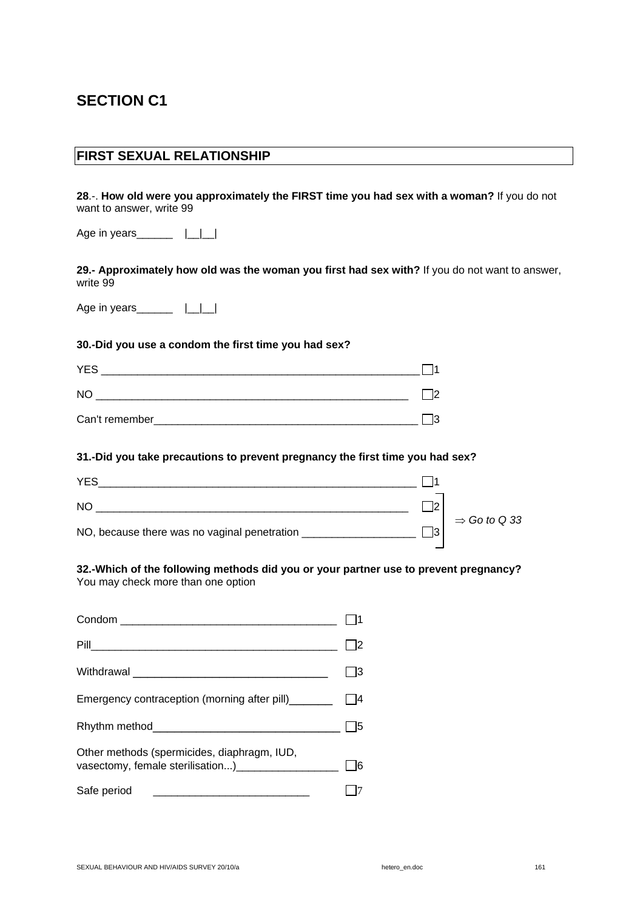# SECTION C1

## FIRST SEXUAL RELATIONSHIP

**28**.-. **How old were you approximately the FIRST time you had sex with a woman?** If you do not want to answer, write 99

Age in years______ |__|__|

**29.- Approximately how old was the woman you first had sex with?** If you do not want to answer, write 99

Age in years______ |__|__|

**30.-Did you use a condom the first time you had sex?**

YES ______________________________________________________ ☐1

NO ______________________________________________________ ☐2

Can't remember_____________________________________________ ☐3

**31.-Did you take precautions to prevent pregnancy the first time you had sex?**

YES______________________________________________________ ☐1

NO ______________________________________________________ ☐2 ⇒ *Go to Q 33*

NO, because there was no vaginal penetration __________________ ☐3 ⇒ *Go to Q 33*

**32.-Which of the following methods did you or your partner use to prevent pregnancy?**
You may check more than one option

Condom ___________________________________ ☐1

Pill________________________________________ ☐2

Withdrawal ______________________________ ☐3

Emergency contraception (morning after pill)_______ ☐4

Rhythm method______________________________ ☐5

Other methods (spermicides, diaphragm, IUD, vasectomy, female sterilisation...)________________ ☐6

Safe period _________________________ ☐7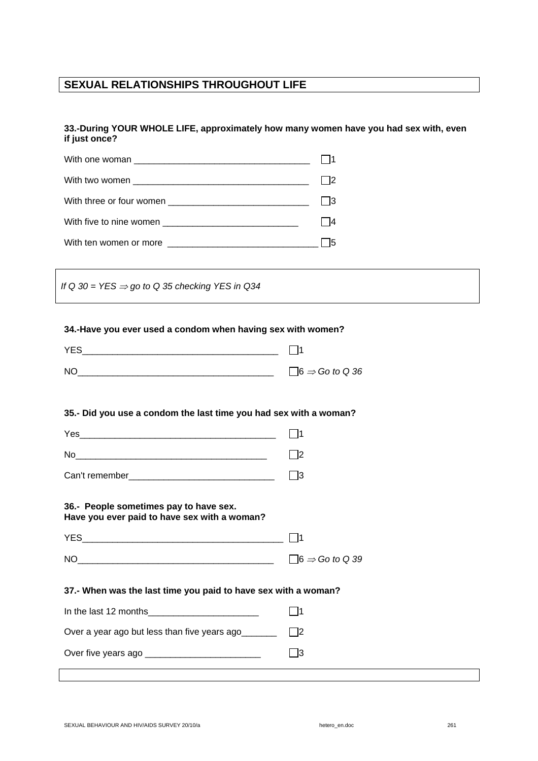## SEXUAL RELATIONSHIPS THROUGHOUT LIFE

**33.-During YOUR WHOLE LIFE, approximately how many women have you had sex with, even if just once?**

With one woman ___________________________________ ☐1

With two women ___________________________________ ☐2

With three or four women ____________________________ ☐3

With five to nine women ___________________________ ☐4

With ten women or more _____________________________ ☐5

*If Q 30 = YES ⇒ go to Q 35 checking YES in Q34*

**34.-Have you ever used a condom when having sex with women?**

YES_______________________________________ ☐1

NO_______________________________________ ☐6 ⇒ *Go to Q 36*

**35.- Did you use a condom the last time you had sex with a woman?**

Yes_______________________________________ ☐1

No_______________________________________ ☐2

Can't remember_____________________________ ☐3

**36.- People sometimes pay to have sex.**
**Have you ever paid to have sex with a woman?**

YES_______________________________________ ☐1

NO_______________________________________ ☐6 ⇒ *Go to Q 39*

**37.- When was the last time you paid to have sex with a woman?**

In the last 12 months______________________ ☐1

Over a year ago but less than five years ago_______ ☐2

Over five years ago _______________________ ☐3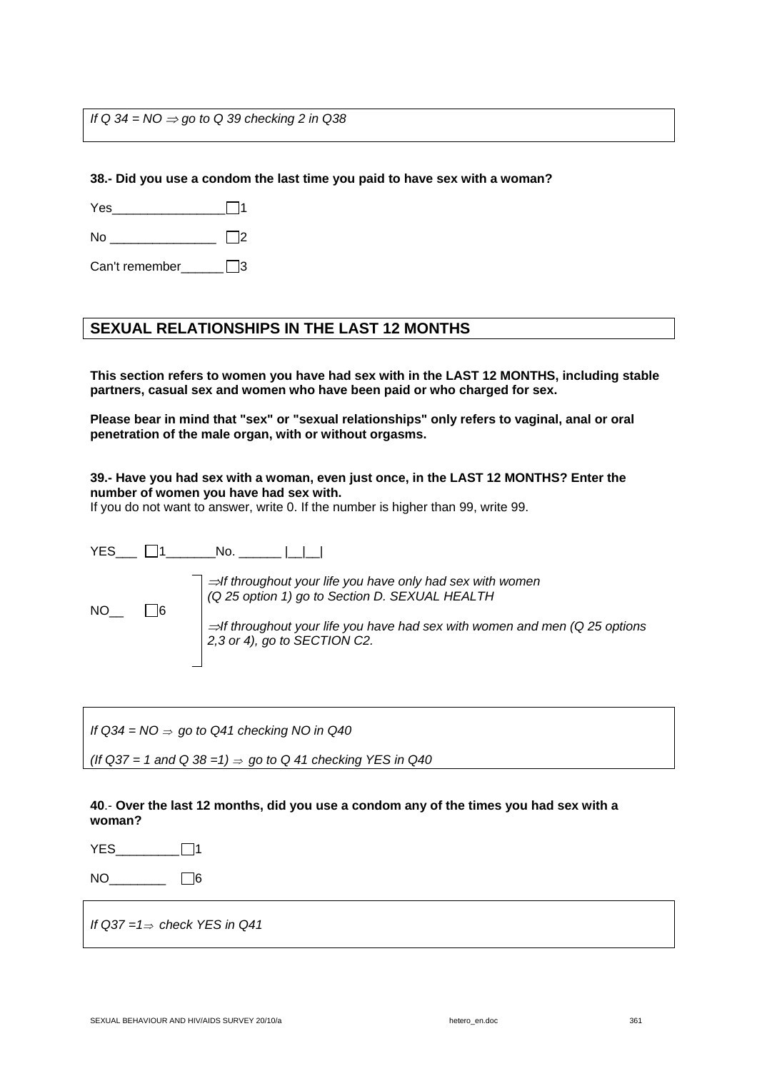*If Q 34 = NO ⇒ go to Q 39 checking 2 in Q38*

**38.- Did you use a condom the last time you paid to have sex with a woman?**

Yes________________ ☐1

No _______________ ☐2

Can't remember______ ☐3

## SEXUAL RELATIONSHIPS IN THE LAST 12 MONTHS

**This section refers to women you have had sex with in the LAST 12 MONTHS, including stable partners, casual sex and women who have been paid or who charged for sex.**

**Please bear in mind that "sex" or "sexual relationships" only refers to vaginal, anal or oral penetration of the male organ, with or without orgasms.**

**39.- Have you had sex with a woman, even just once, in the LAST 12 MONTHS? Enter the number of women you have had sex with.**
If you do not want to answer, write 0. If the number is higher than 99, write 99.

YES___ ☐1_______No. ______ |__|__|

NO__ ☐6

- *⇒If throughout your life you have only had sex with women (Q 25 option 1) go to Section D. SEXUAL HEALTH*
- *⇒If throughout your life you have had sex with women and men (Q 25 options 2,3 or 4), go to SECTION C2.*

*If Q34 = NO ⇒ go to Q41 checking NO in Q40*

*(If Q37 = 1 and Q 38 =1) ⇒ go to Q 41 checking YES in Q40*

**40**.- **Over the last 12 months, did you use a condom any of the times you had sex with a woman?**

YES_________ ☐1

NO________ ☐6

*If Q37 =1⇒ check YES in Q41*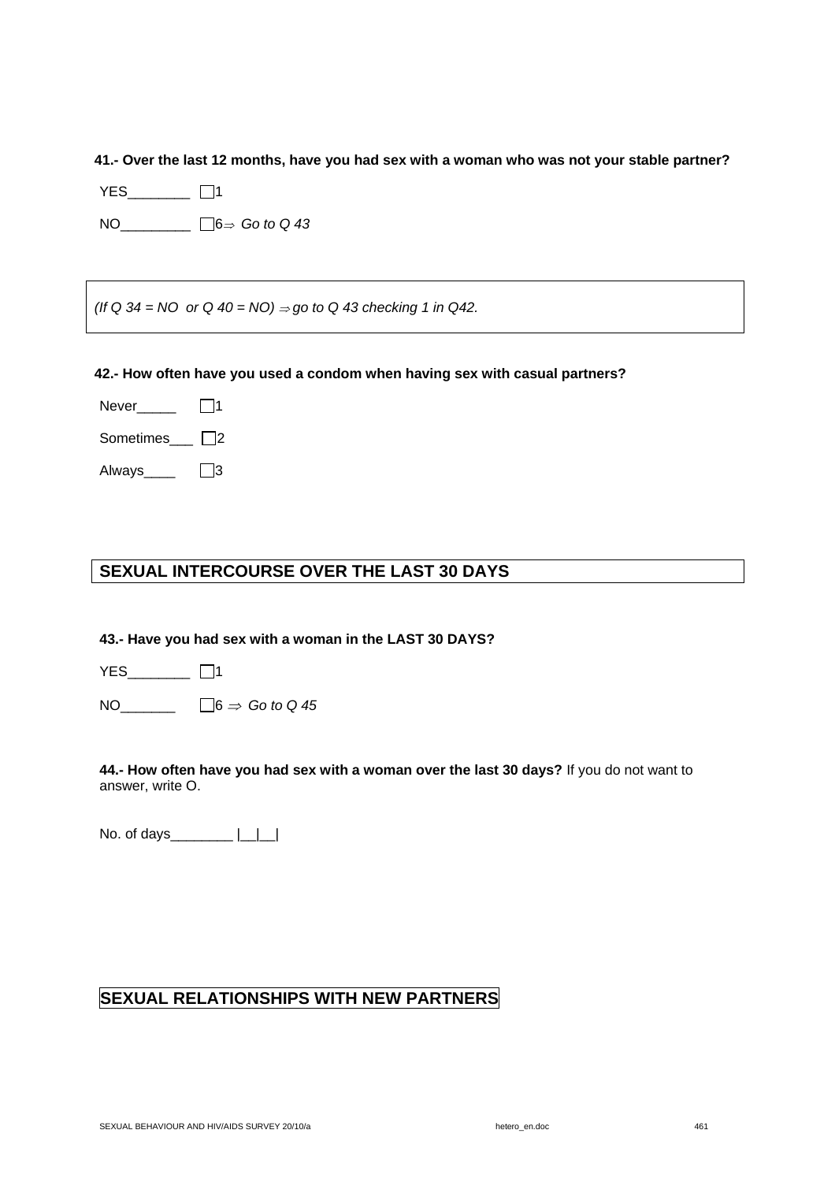**41.- Over the last 12 months, have you had sex with a woman who was not your stable partner?**

YES________ ☐1

NO_________ ☐6⇒ *Go to Q 43*

*(If Q 34 = NO or Q 40 = NO) ⇒ go to Q 43 checking 1 in Q42.*

**42.- How often have you used a condom when having sex with casual partners?**

Never_____ ☐1

Sometimes___ ☐2

Always____ ☐3

## SEXUAL INTERCOURSE OVER THE LAST 30 DAYS

**43.- Have you had sex with a woman in the LAST 30 DAYS?**

YES________ ☐1

NO_______ ☐6 ⇒ *Go to Q 45*

**44.- How often have you had sex with a woman over the last 30 days?** If you do not want to answer, write O.

No. of days________ |__|__|

## SEXUAL RELATIONSHIPS WITH NEW PARTNERS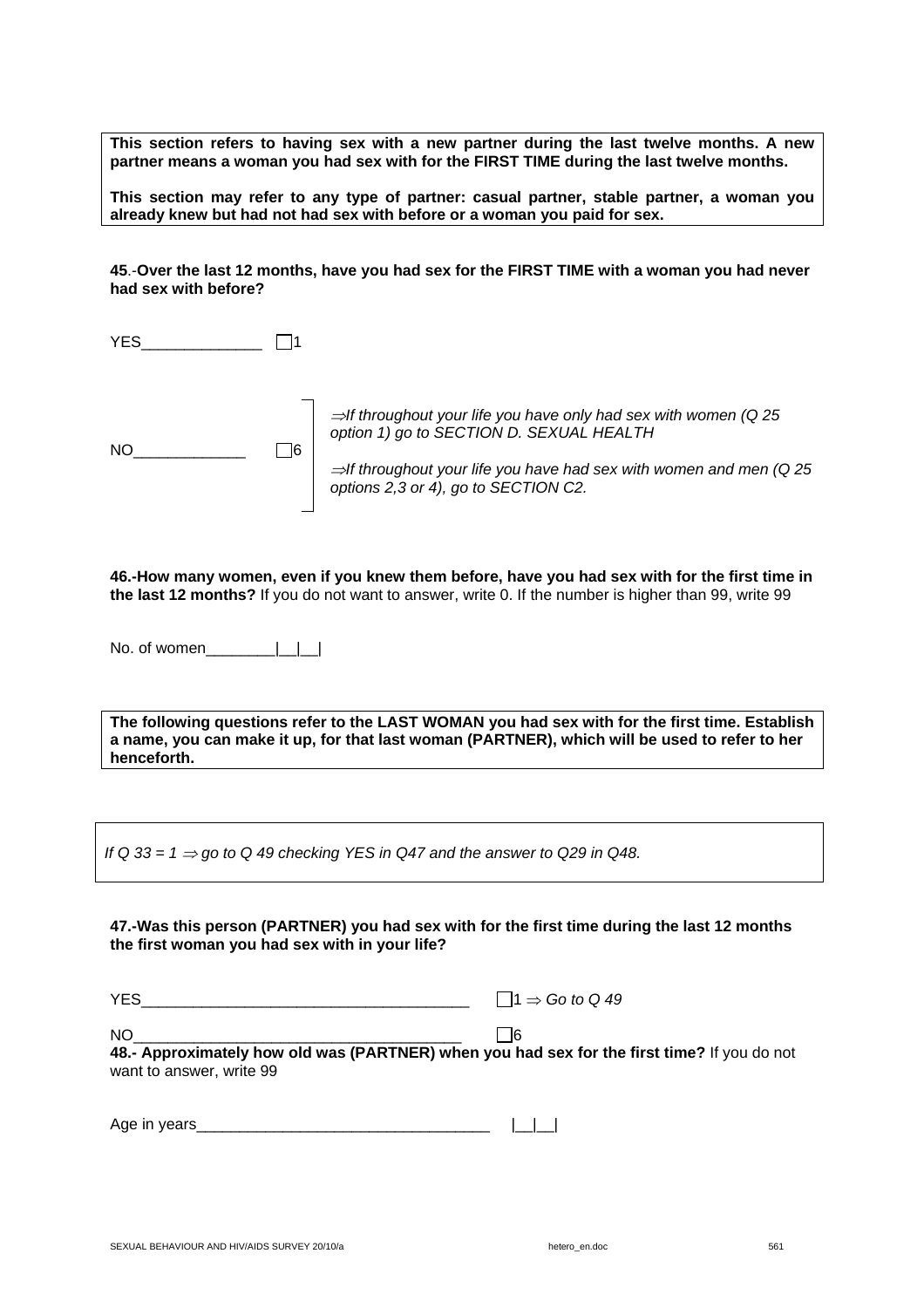**This section refers to having sex with a new partner during the last twelve months. A new partner means a woman you had sex with for the FIRST TIME during the last twelve months.**

**This section may refer to any type of partner: casual partner, stable partner, a woman you already knew but had not had sex with before or a woman you paid for sex.**

**45**.-**Over the last 12 months, have you had sex for the FIRST TIME with a woman you had never had sex with before?**

YES______________ ☐1

NO_____________ ☐6

*⇒If throughout your life you have only had sex with women (Q 25 option 1) go to SECTION D. SEXUAL HEALTH*

*⇒If throughout your life you have had sex with women and men (Q 25 options 2,3 or 4), go to SECTION C2.*

**46.-How many women, even if you knew them before, have you had sex with for the first time in the last 12 months?** If you do not want to answer, write 0. If the number is higher than 99, write 99

No. of women________|__|__|

**The following questions refer to the LAST WOMAN you had sex with for the first time. Establish a name, you can make it up, for that last woman (PARTNER), which will be used to refer to her henceforth.**

*If Q 33 = 1 ⇒ go to Q 49 checking YES in Q47 and the answer to Q29 in Q48.*

**47.-Was this person (PARTNER) you had sex with for the first time during the last 12 months the first woman you had sex with in your life?**

YES______________________________________ ☐1 *⇒ Go to Q 49*

NO______________________________________ ☐6

**48.- Approximately how old was (PARTNER) when you had sex for the first time?** If you do not want to answer, write 99

Age in years__________________________________ |__|__|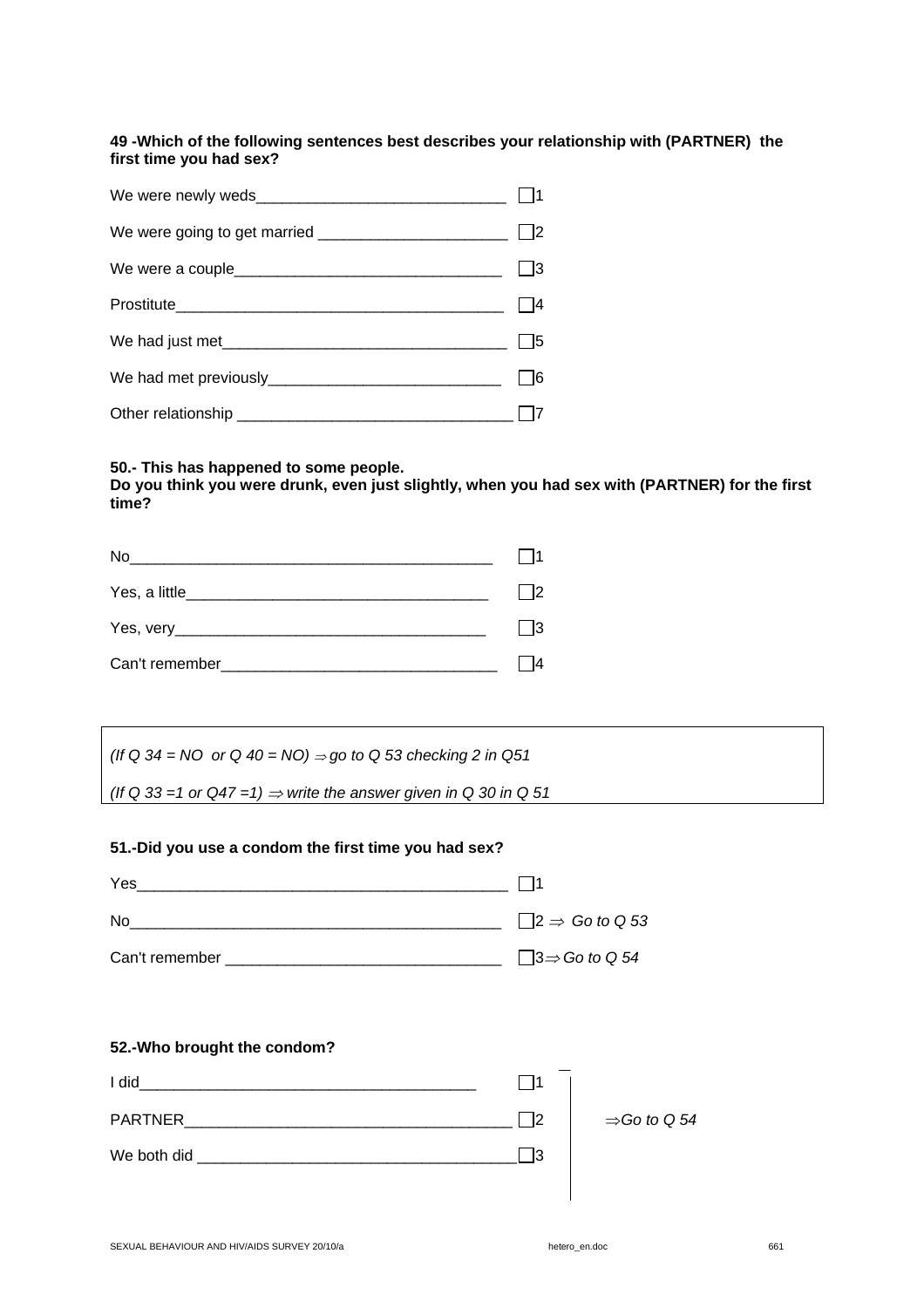**49 -Which of the following sentences best describes your relationship with (PARTNER) the first time you had sex?**

We were newly weds_____________________________ ☐1

We were going to get married ______________________ ☐2

We were a couple_______________________________ ☐3

Prostitute______________________________________ ☐4

We had just met_________________________________ ☐5

We had met previously___________________________ ☐6

Other relationship ________________________________ ☐7

**50.- This has happened to some people.**
**Do you think you were drunk, even just slightly, when you had sex with (PARTNER) for the first time?**

No___________________________________________ ☐1

Yes, a little___________________________________ ☐2

Yes, very______________________________________ ☐3

Can't remember________________________________ ☐4

| *(If Q 34 = NO or Q 40 = NO) ⇒ go to Q 53 checking 2 in Q51* |
|---|
| *(If Q 33 =1 or Q47 =1) ⇒ write the answer given in Q 30 in Q 51* |

**51.-Did you use a condom the first time you had sex?**

Yes___________________________________________ ☐1

No____________________________________________ ☐2 ⇒ *Go to Q 53*

Can't remember ________________________________ ☐3 ⇒ *Go to Q 54*

**52.-Who brought the condom?**

I did________________________________________ ☐1

PARTNER_____________________________________ ☐2 ⇒ *Go to Q 54*

We both did ___________________________________ ☐3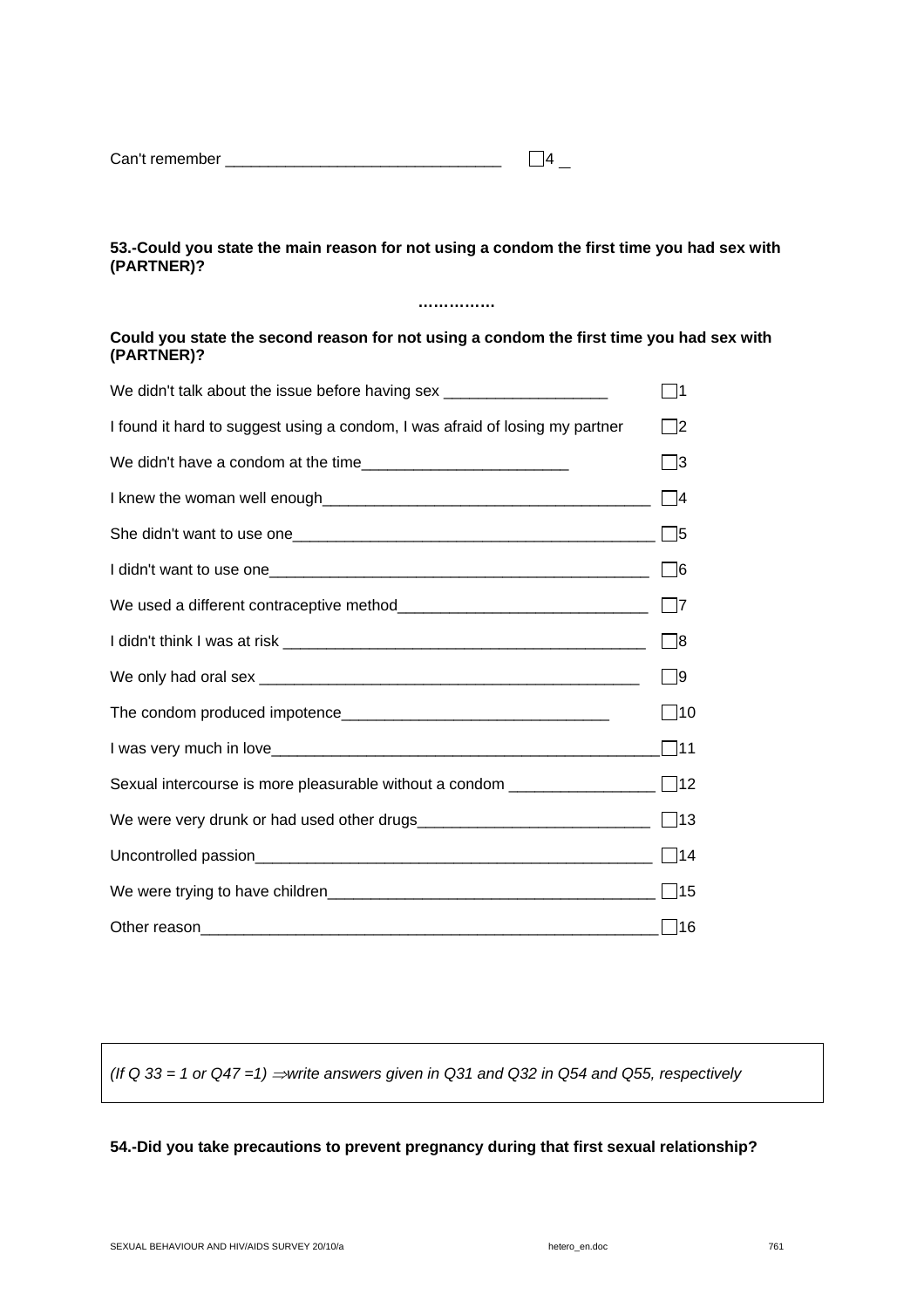Can't remember ________________________________ ☐4 _

**53.-Could you state the main reason for not using a condom the first time you had sex with (PARTNER)?**

……………

**Could you state the second reason for not using a condom the first time you had sex with (PARTNER)?**

We didn't talk about the issue before having sex ___________________ ☐1

I found it hard to suggest using a condom, I was afraid of losing my partner ☐2

We didn't have a condom at the time________________________ ☐3

I knew the woman well enough______________________________________ ☐4

She didn't want to use one_________________________________________ ☐5

I didn't want to use one____________________________________________ ☐6

We used a different contraceptive method_____________________________ ☐7

I didn't think I was at risk __________________________________________ ☐8

We only had oral sex _______________________________________________ ☐9

The condom produced impotence_______________________________ ☐10

I was very much in love______________________________________________ ☐11

Sexual intercourse is more pleasurable without a condom _________________ ☐12

We were very drunk or had used other drugs___________________________ ☐13

Uncontrolled passion_______________________________________________ ☐14

We were trying to have children_____________________________________ ☐15

Other reason______________________________________________________ ☐16

*(If Q 33 = 1 or Q47 =1) ⇒write answers given in Q31 and Q32 in Q54 and Q55, respectively*

**54.-Did you take precautions to prevent pregnancy during that first sexual relationship?**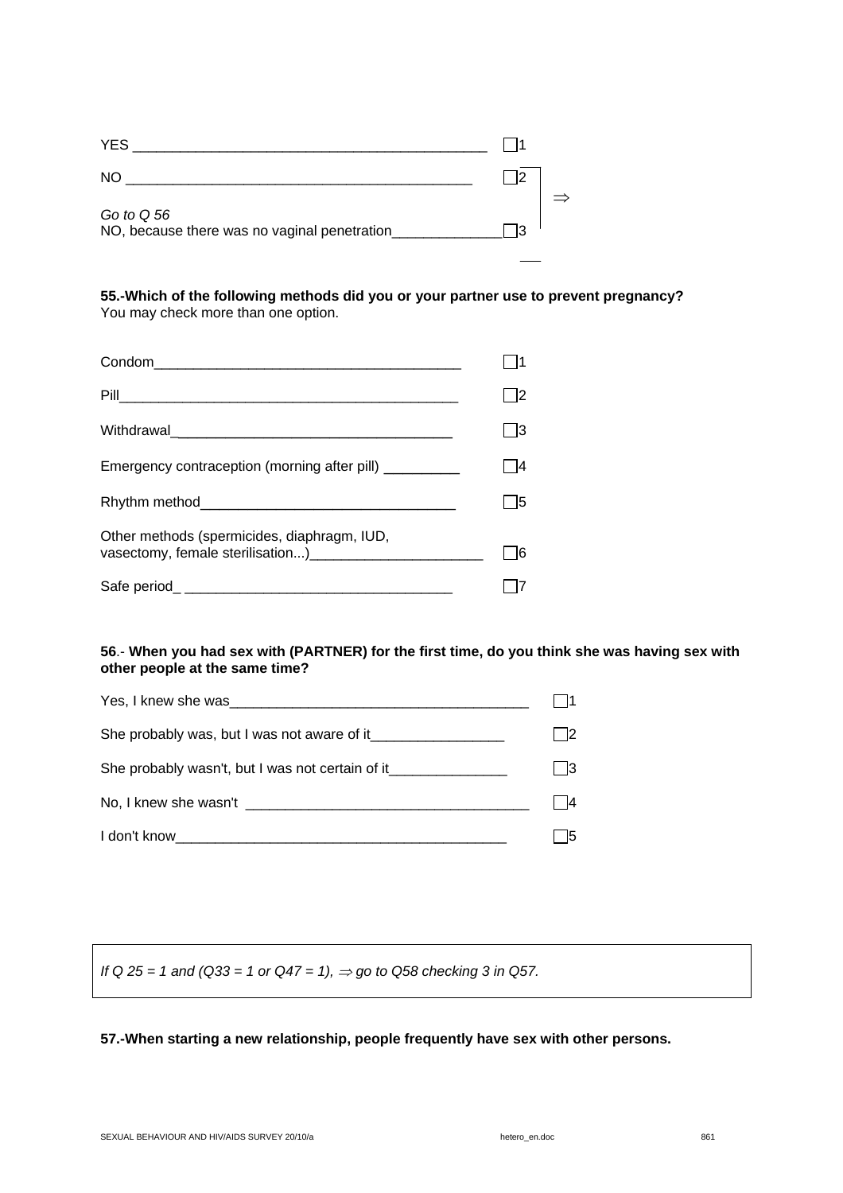YES _____________________________________________ ☐1

NO _____________________________________________ ☐2

*Go to Q 56* ⇒
NO, because there was no vaginal penetration______________ ☐3

**55.-Which of the following methods did you or your partner use to prevent pregnancy?**
You may check more than one option.

Condom_______________________________________ ☐1

Pill____________________________________________ ☐2

Withdrawal___________________________________ ☐3

Emergency contraception (morning after pill) _________ ☐4

Rhythm method_______________________________ ☐5

Other methods (spermicides, diaphragm, IUD, vasectomy, female sterilisation...)_____________________ ☐6

Safe period_ _________________________________ ☐7

**56**.- **When you had sex with (PARTNER) for the first time, do you think she was having sex with other people at the same time?**

Yes, I knew she was_____________________________________ ☐1

She probably was, but I was not aware of it_________________ ☐2

She probably wasn't, but I was not certain of it_______________ ☐3

No, I knew she wasn't ___________________________________ ☐4

I don't know_________________________________________ ☐5

*If Q 25 = 1 and (Q33 = 1 or Q47 = 1), ⇒ go to Q58 checking 3 in Q57.*

**57.-When starting a new relationship, people frequently have sex with other persons.**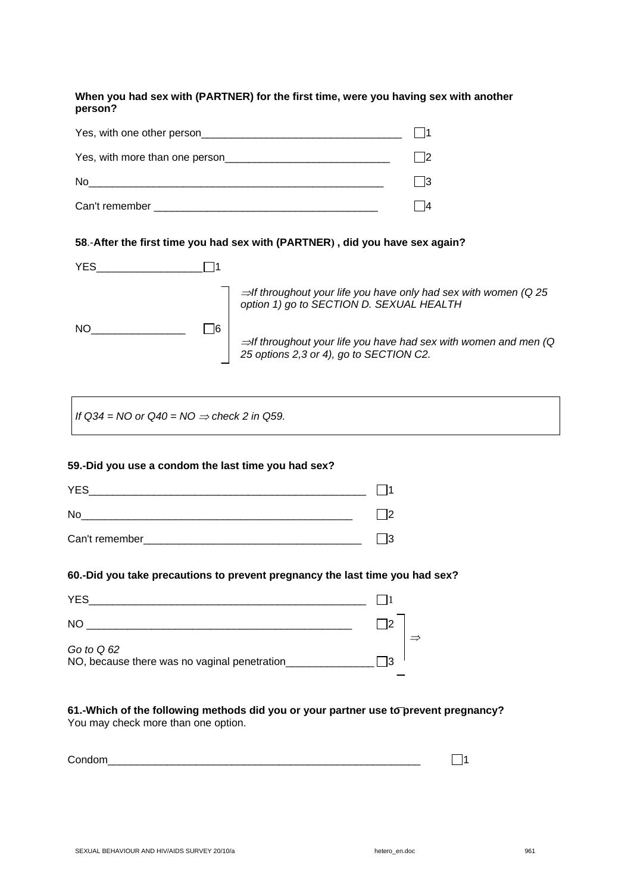**When you had sex with (PARTNER) for the first time, were you having sex with another person?**

Yes, with one other person__________________________________ ☐1

Yes, with more than one person____________________________ ☐2

No___________________________________________________ ☐3

Can't remember ______________________________________ ☐4

**58.-After the first time you had sex with (PARTNER) , did you have sex again?**

YES__________________ ☐1

NO________________ ☐6

*⇒If throughout your life you have only had sex with women (Q 25 option 1) go to SECTION D. SEXUAL HEALTH*

*⇒If throughout your life you have had sex with women and men (Q 25 options 2,3 or 4), go to SECTION C2.*

> *If Q34 = NO or Q40 = NO ⇒ check 2 in Q59.*

**59.-Did you use a condom the last time you had sex?**

YES_________________________________________________ ☐1

No_________________________________________________ ☐2

Can't remember______________________________________ ☐3

**60.-Did you take precautions to prevent pregnancy the last time you had sex?**

YES_________________________________________________ ☐1

NO _______________________________________________ ☐2 ⇒ *Go to Q 62*

NO, because there was no vaginal penetration_______________ ☐3 ⇒ *Go to Q 62*

**61.-Which of the following methods did you or your partner use to prevent pregnancy?**
You may check more than one option.

Condom_________________________________________________________ ☐1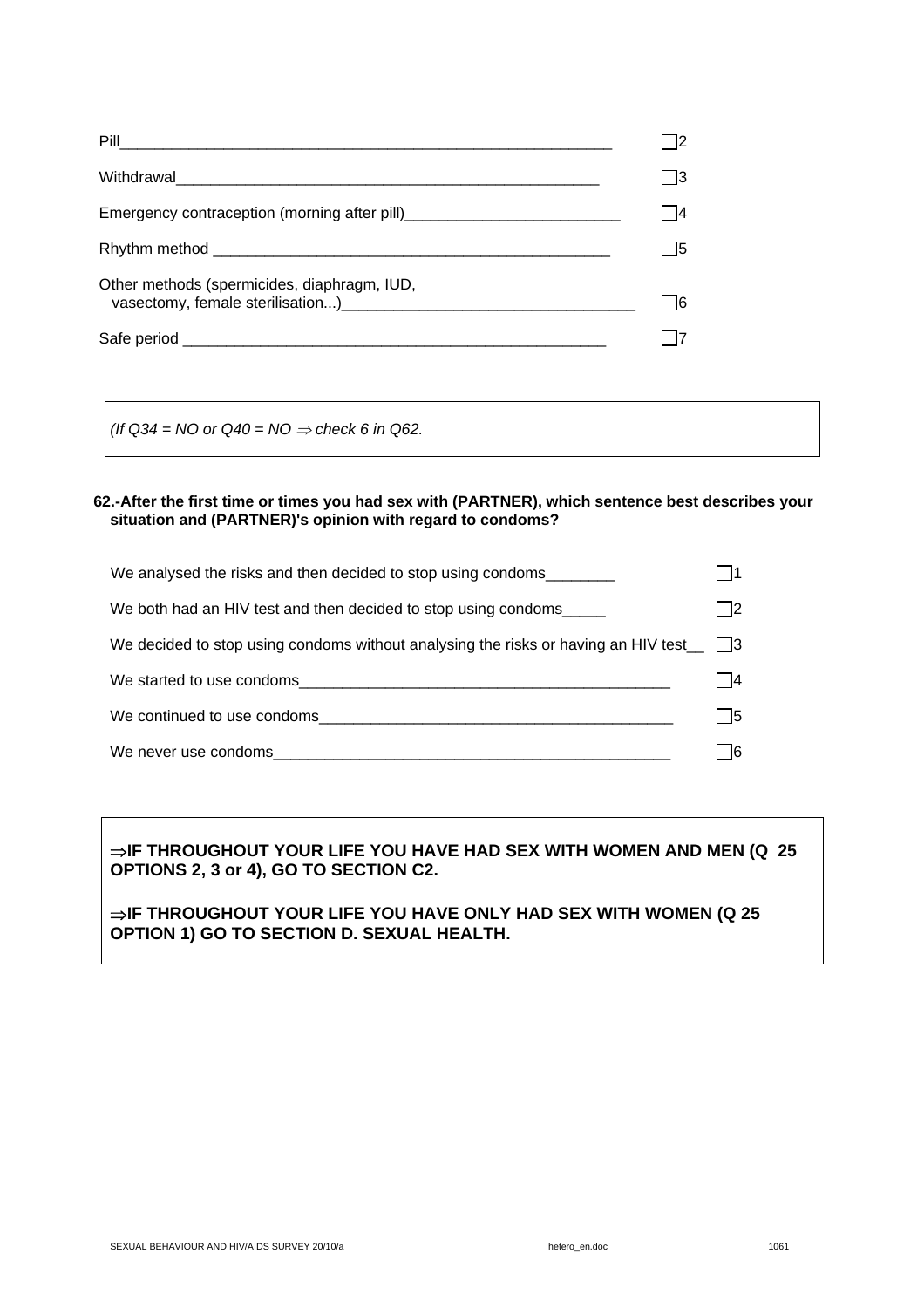Pill______________________________________________________ ☐2

Withdrawal_________________________________________________ ☐3

Emergency contraception (morning after pill)_________________________ ☐4

Rhythm method ______________________________________________ ☐5

Other methods (spermicides, diaphragm, IUD, vasectomy, female sterilisation...)___________________________________ ☐6

Safe period _________________________________________________ ☐7

*(If Q34 = NO or Q40 = NO ⇒ check 6 in Q62.*

**62.-After the first time or times you had sex with (PARTNER), which sentence best describes your situation and (PARTNER)'s opinion with regard to condoms?**

We analysed the risks and then decided to stop using condoms________ ☐1

We both had an HIV test and then decided to stop using condoms_____ ☐2

We decided to stop using condoms without analysing the risks or having an HIV test__ ☐3

We started to use condoms____________________________________________ ☐4

We continued to use condoms__________________________________________ ☐5

We never use condoms_______________________________________________ ☐6

**⇒IF THROUGHOUT YOUR LIFE YOU HAVE HAD SEX WITH WOMEN AND MEN (Q 25 OPTIONS 2, 3 or 4), GO TO SECTION C2.**

**⇒IF THROUGHOUT YOUR LIFE YOU HAVE ONLY HAD SEX WITH WOMEN (Q 25 OPTION 1) GO TO SECTION D. SEXUAL HEALTH.**